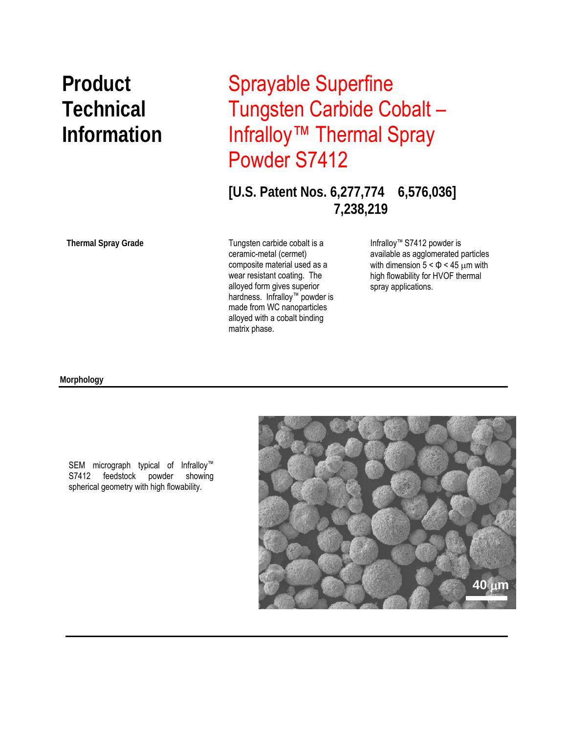# Product Technical Information

# Sprayable Superfine Tungsten Carbide Cobalt – Infralloy™ Thermal Spray Powder S7412

**[U.S. Patent Nos. 6,277,774 6,576,036]**
**7,238,219**

**Thermal Spray Grade**

Tungsten carbide cobalt is a ceramic-metal (cermet) composite material used as a wear resistant coating. The alloyed form gives superior hardness. Infralloy™ powder is made from WC nanoparticles alloyed with a cobalt binding matrix phase.

Infralloy™ S7412 powder is available as agglomerated particles with dimension $5 < \Phi < 45$ µm with high flowability for HVOF thermal spray applications.

**Morphology**

SEM micrograph typical of Infralloy™ S7412 feedstock powder showing spherical geometry with high flowability.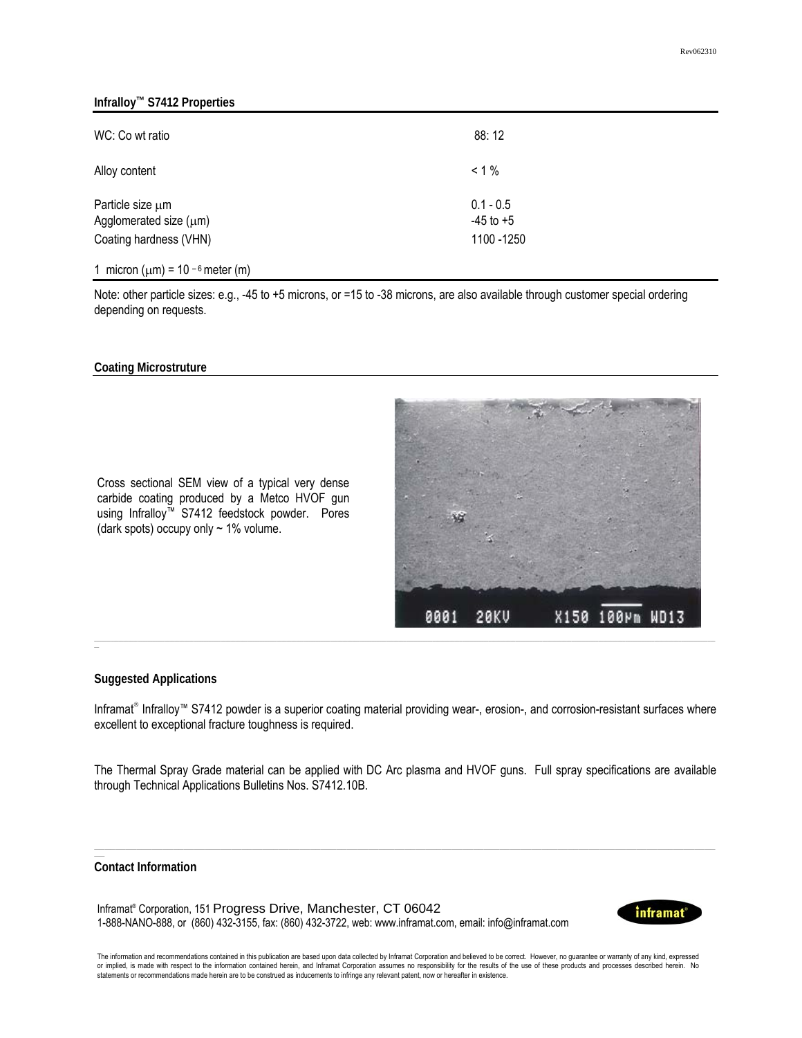## Infralloy™ S7412 Properties

| | |
|---|---|
| WC: Co wt ratio | 88: 12 |
| Alloy content | < 1 % |
| Particle size μm | 0.1 - 0.5 |
| Agglomerated size (μm) | -45 to +5 |
| Coating hardness (VHN) | 1100 -1250 |

1 micron (μm) = $10^{-6}$ meter (m)

Note: other particle sizes: e.g., -45 to +5 microns, or =15 to -38 microns, are also available through customer special ordering depending on requests.

## Coating Microstruture

Cross sectional SEM view of a typical very dense carbide coating produced by a Metco HVOF gun using Infralloy™ S7412 feedstock powder. Pores (dark spots) occupy only ~ 1% volume.

0001 20KV X150 100μm WD13

## Suggested Applications

Inframat® Infralloy™ S7412 powder is a superior coating material providing wear-, erosion-, and corrosion-resistant surfaces where excellent to exceptional fracture toughness is required.

The Thermal Spray Grade material can be applied with DC Arc plasma and HVOF guns. Full spray specifications are available through Technical Applications Bulletins Nos. S7412.10B.

## Contact Information

Inframat® Corporation, 151 Progress Drive, Manchester, CT 06042
1-888-NANO-888, or (860) 432-3155, fax: (860) 432-3722, web: www.inframat.com, email: info@inframat.com

The information and recommendations contained in this publication are based upon data collected by Inframat Corporation and believed to be correct. However, no guarantee or warranty of any kind, expressed or implied, is made with respect to the information contained herein, and Inframat Corporation assumes no responsibility for the results of the use of these products and processes described herein. No statements or recommendations made herein are to be construed as inducements to infringe any relevant patent, now or hereafter in existence.